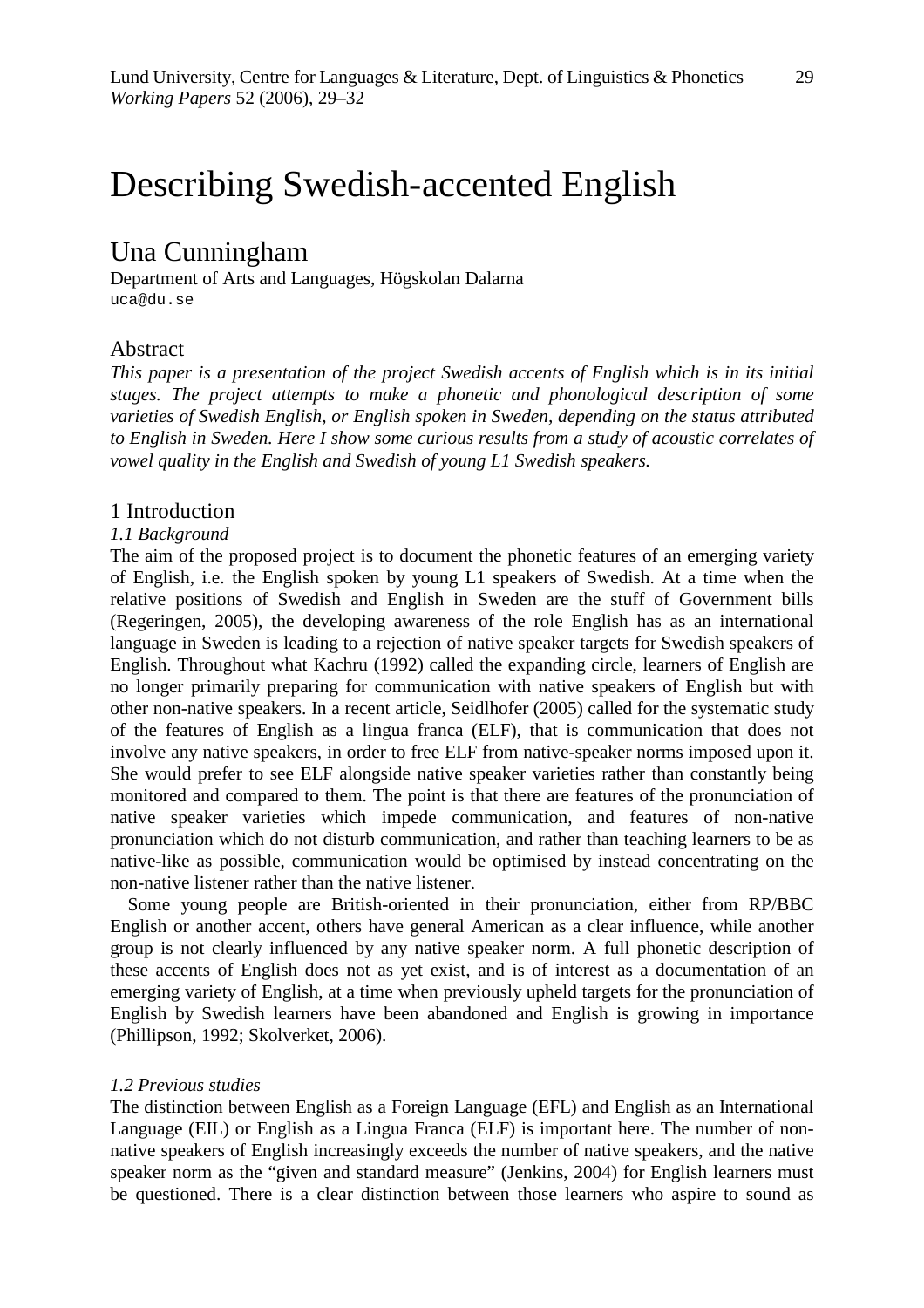# Describing Swedish-accented English

## Una Cunningham

Department of Arts and Languages, Högskolan Dalarna
uca@du.se

## Abstract

*This paper is a presentation of the project Swedish accents of English which is in its initial stages. The project attempts to make a phonetic and phonological description of some varieties of Swedish English, or English spoken in Sweden, depending on the status attributed to English in Sweden. Here I show some curious results from a study of acoustic correlates of vowel quality in the English and Swedish of young L1 Swedish speakers.*

## 1 Introduction

### *1.1 Background*

The aim of the proposed project is to document the phonetic features of an emerging variety of English, i.e. the English spoken by young L1 speakers of Swedish. At a time when the relative positions of Swedish and English in Sweden are the stuff of Government bills (Regeringen, 2005), the developing awareness of the role English has as an international language in Sweden is leading to a rejection of native speaker targets for Swedish speakers of English. Throughout what Kachru (1992) called the expanding circle, learners of English are no longer primarily preparing for communication with native speakers of English but with other non-native speakers. In a recent article, Seidlhofer (2005) called for the systematic study of the features of English as a lingua franca (ELF), that is communication that does not involve any native speakers, in order to free ELF from native-speaker norms imposed upon it. She would prefer to see ELF alongside native speaker varieties rather than constantly being monitored and compared to them. The point is that there are features of the pronunciation of native speaker varieties which impede communication, and features of non-native pronunciation which do not disturb communication, and rather than teaching learners to be as native-like as possible, communication would be optimised by instead concentrating on the non-native listener rather than the native listener.

Some young people are British-oriented in their pronunciation, either from RP/BBC English or another accent, others have general American as a clear influence, while another group is not clearly influenced by any native speaker norm. A full phonetic description of these accents of English does not as yet exist, and is of interest as a documentation of an emerging variety of English, at a time when previously upheld targets for the pronunciation of English by Swedish learners have been abandoned and English is growing in importance (Phillipson, 1992; Skolverket, 2006).

### *1.2 Previous studies*

The distinction between English as a Foreign Language (EFL) and English as an International Language (EIL) or English as a Lingua Franca (ELF) is important here. The number of non-native speakers of English increasingly exceeds the number of native speakers, and the native speaker norm as the "given and standard measure" (Jenkins, 2004) for English learners must be questioned. There is a clear distinction between those learners who aspire to sound as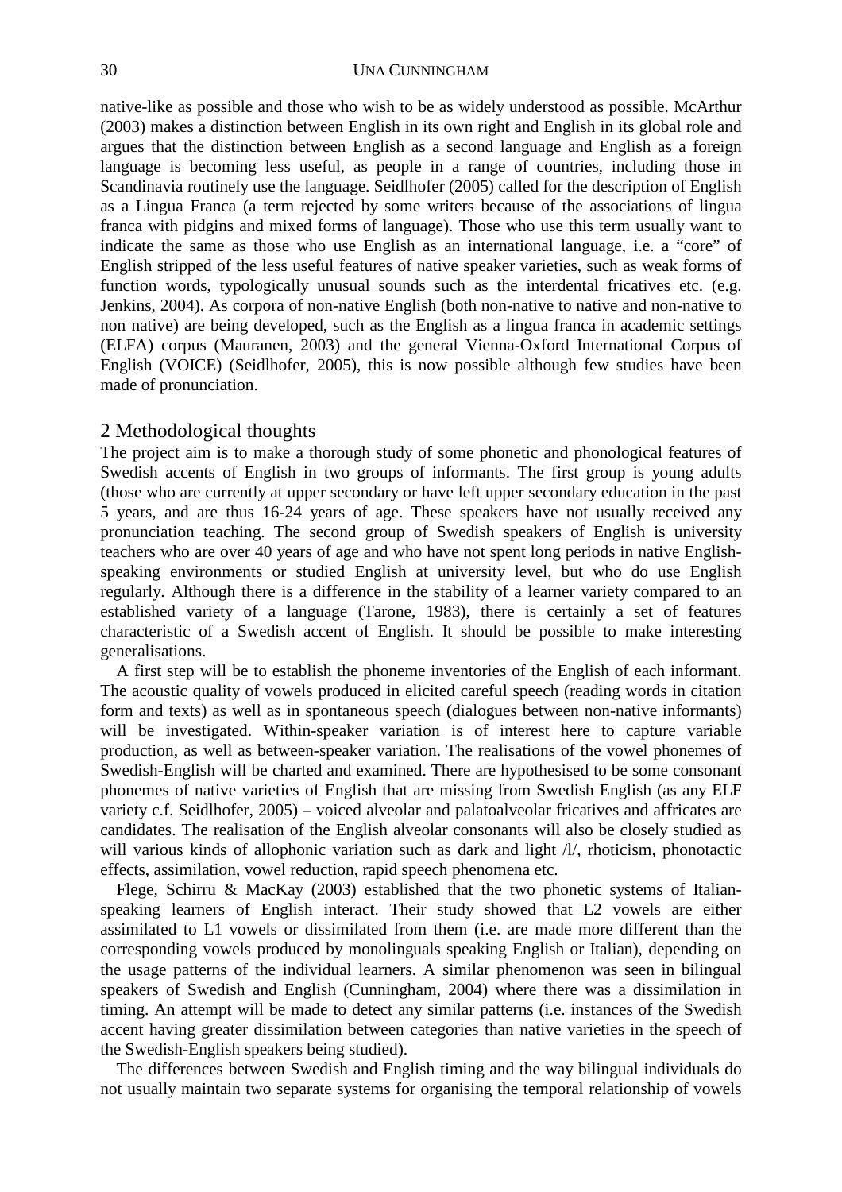native-like as possible and those who wish to be as widely understood as possible. McArthur (2003) makes a distinction between English in its own right and English in its global role and argues that the distinction between English as a second language and English as a foreign language is becoming less useful, as people in a range of countries, including those in Scandinavia routinely use the language. Seidlhofer (2005) called for the description of English as a Lingua Franca (a term rejected by some writers because of the associations of lingua franca with pidgins and mixed forms of language). Those who use this term usually want to indicate the same as those who use English as an international language, i.e. a "core" of English stripped of the less useful features of native speaker varieties, such as weak forms of function words, typologically unusual sounds such as the interdental fricatives etc. (e.g. Jenkins, 2004). As corpora of non-native English (both non-native to native and non-native to non native) are being developed, such as the English as a lingua franca in academic settings (ELFA) corpus (Mauranen, 2003) and the general Vienna-Oxford International Corpus of English (VOICE) (Seidlhofer, 2005), this is now possible although few studies have been made of pronunciation.

## 2 Methodological thoughts

The project aim is to make a thorough study of some phonetic and phonological features of Swedish accents of English in two groups of informants. The first group is young adults (those who are currently at upper secondary or have left upper secondary education in the past 5 years, and are thus 16-24 years of age. These speakers have not usually received any pronunciation teaching. The second group of Swedish speakers of English is university teachers who are over 40 years of age and who have not spent long periods in native English-speaking environments or studied English at university level, but who do use English regularly. Although there is a difference in the stability of a learner variety compared to an established variety of a language (Tarone, 1983), there is certainly a set of features characteristic of a Swedish accent of English. It should be possible to make interesting generalisations.

A first step will be to establish the phoneme inventories of the English of each informant. The acoustic quality of vowels produced in elicited careful speech (reading words in citation form and texts) as well as in spontaneous speech (dialogues between non-native informants) will be investigated. Within-speaker variation is of interest here to capture variable production, as well as between-speaker variation. The realisations of the vowel phonemes of Swedish-English will be charted and examined. There are hypothesised to be some consonant phonemes of native varieties of English that are missing from Swedish English (as any ELF variety c.f. Seidlhofer, 2005) – voiced alveolar and palatoalveolar fricatives and affricates are candidates. The realisation of the English alveolar consonants will also be closely studied as will various kinds of allophonic variation such as dark and light /l/, rhoticism, phonotactic effects, assimilation, vowel reduction, rapid speech phenomena etc.

Flege, Schirru & MacKay (2003) established that the two phonetic systems of Italian-speaking learners of English interact. Their study showed that L2 vowels are either assimilated to L1 vowels or dissimilated from them (i.e. are made more different than the corresponding vowels produced by monolinguals speaking English or Italian), depending on the usage patterns of the individual learners. A similar phenomenon was seen in bilingual speakers of Swedish and English (Cunningham, 2004) where there was a dissimilation in timing. An attempt will be made to detect any similar patterns (i.e. instances of the Swedish accent having greater dissimilation between categories than native varieties in the speech of the Swedish-English speakers being studied).

The differences between Swedish and English timing and the way bilingual individuals do not usually maintain two separate systems for organising the temporal relationship of vowels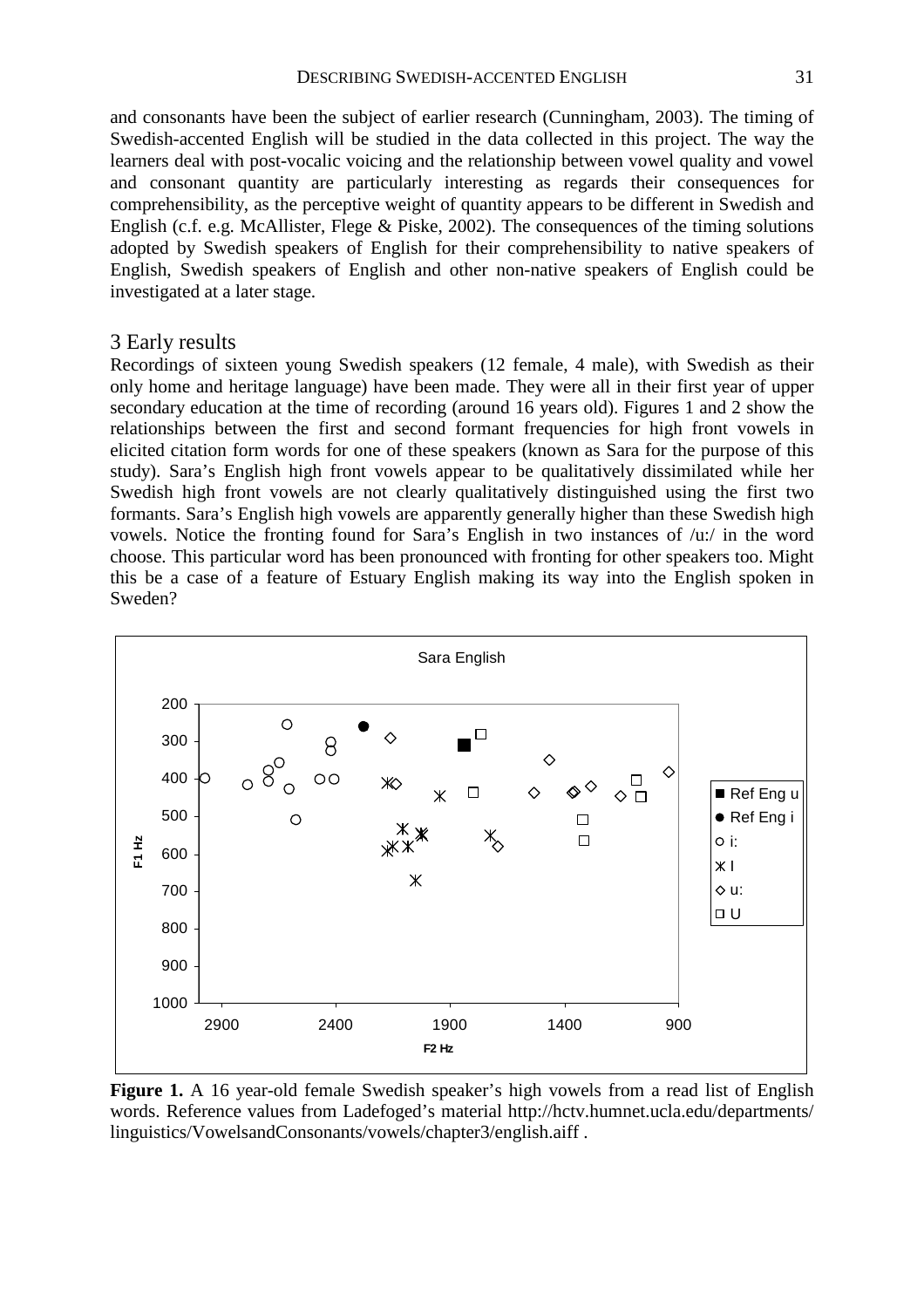and consonants have been the subject of earlier research (Cunningham, 2003). The timing of Swedish-accented English will be studied in the data collected in this project. The way the learners deal with post-vocalic voicing and the relationship between vowel quality and vowel and consonant quantity are particularly interesting as regards their consequences for comprehensibility, as the perceptive weight of quantity appears to be different in Swedish and English (c.f. e.g. McAllister, Flege & Piske, 2002). The consequences of the timing solutions adopted by Swedish speakers of English for their comprehensibility to native speakers of English, Swedish speakers of English and other non-native speakers of English could be investigated at a later stage.

## 3 Early results

Recordings of sixteen young Swedish speakers (12 female, 4 male), with Swedish as their only home and heritage language) have been made. They were all in their first year of upper secondary education at the time of recording (around 16 years old). Figures 1 and 2 show the relationships between the first and second formant frequencies for high front vowels in elicited citation form words for one of these speakers (known as Sara for the purpose of this study). Sara's English high front vowels appear to be qualitatively dissimilated while her Swedish high front vowels are not clearly qualitatively distinguished using the first two formants. Sara's English high vowels are apparently generally higher than these Swedish high vowels. Notice the fronting found for Sara's English in two instances of /u:/ in the word choose. This particular word has been pronounced with fronting for other speakers too. Might this be a case of a feature of Estuary English making its way into the English spoken in Sweden?

**Figure 1.** A 16 year-old female Swedish speaker's high vowels from a read list of English words. Reference values from Ladefoged's material http://hctv.humnet.ucla.edu/departments/linguistics/VowelsandConsonants/vowels/chapter3/english.aiff .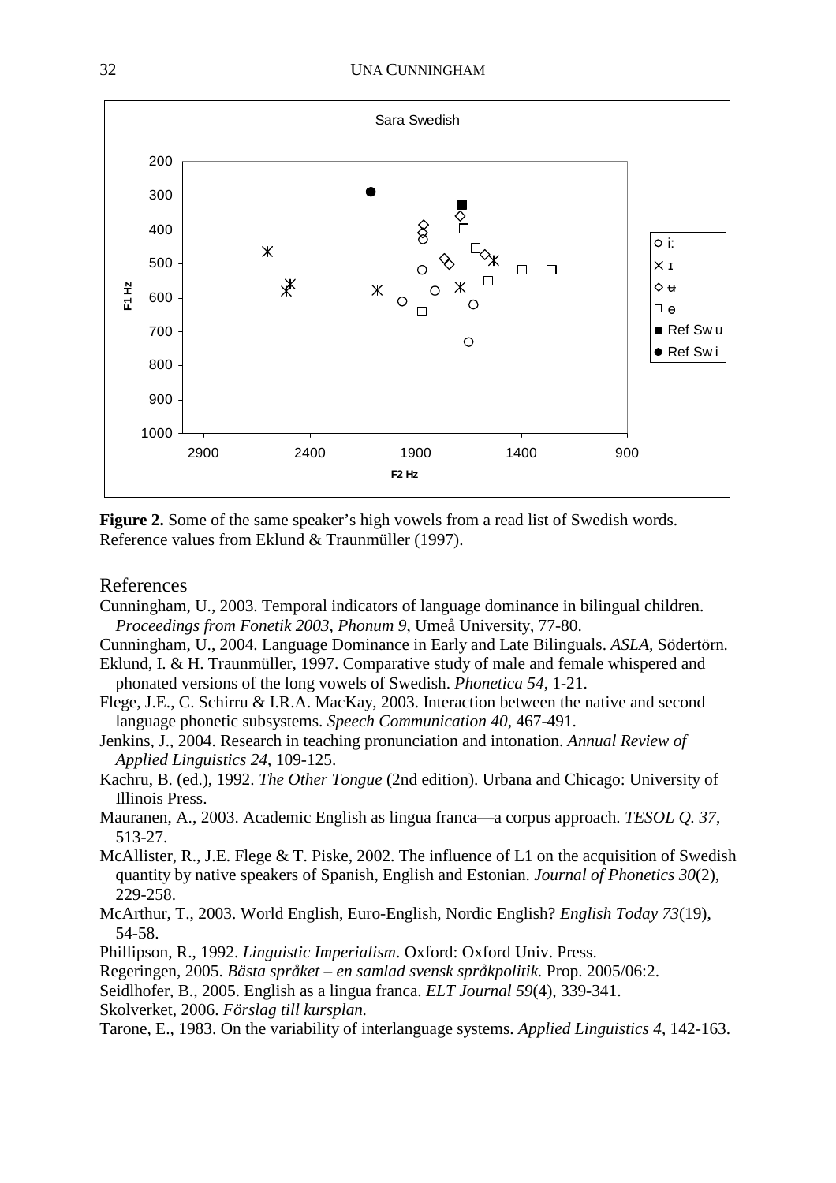Sara Swedish

200
300
400
500
600
700
800
900
1000

F1 Hz

2900
2400
1900
1400
900

F2 Hz

○ i:
✱ ɪ
◇ ʉ
□ ɵ
■ Ref Sw u
● Ref Sw i

**Figure 2.** Some of the same speaker's high vowels from a read list of Swedish words. Reference values from Eklund & Traunmüller (1997).

## References

Cunningham, U., 2003. Temporal indicators of language dominance in bilingual children. *Proceedings from Fonetik 2003, Phonum 9*, Umeå University, 77-80.

Cunningham, U., 2004. Language Dominance in Early and Late Bilinguals. *ASLA*, Södertörn.

Eklund, I. & H. Traunmüller, 1997. Comparative study of male and female whispered and phonated versions of the long vowels of Swedish. *Phonetica 54*, 1-21.

Flege, J.E., C. Schirru & I.R.A. MacKay, 2003. Interaction between the native and second language phonetic subsystems. *Speech Communication 40*, 467-491.

Jenkins, J., 2004. Research in teaching pronunciation and intonation. *Annual Review of Applied Linguistics 24*, 109-125.

Kachru, B. (ed.), 1992. *The Other Tongue* (2nd edition). Urbana and Chicago: University of Illinois Press.

Mauranen, A., 2003. Academic English as lingua franca—a corpus approach. *TESOL Q. 37*, 513-27.

McAllister, R., J.E. Flege & T. Piske, 2002. The influence of L1 on the acquisition of Swedish quantity by native speakers of Spanish, English and Estonian. *Journal of Phonetics 30*(2), 229-258.

McArthur, T., 2003. World English, Euro-English, Nordic English? *English Today 73*(19), 54-58.

Phillipson, R., 1992. *Linguistic Imperialism*. Oxford: Oxford Univ. Press.

Regeringen, 2005. *Bästa språket – en samlad svensk språkpolitik.* Prop. 2005/06:2.

Seidlhofer, B., 2005. English as a lingua franca. *ELT Journal 59*(4), 339-341.

Skolverket, 2006. *Förslag till kursplan.*

Tarone, E., 1983. On the variability of interlanguage systems. *Applied Linguistics 4*, 142-163.